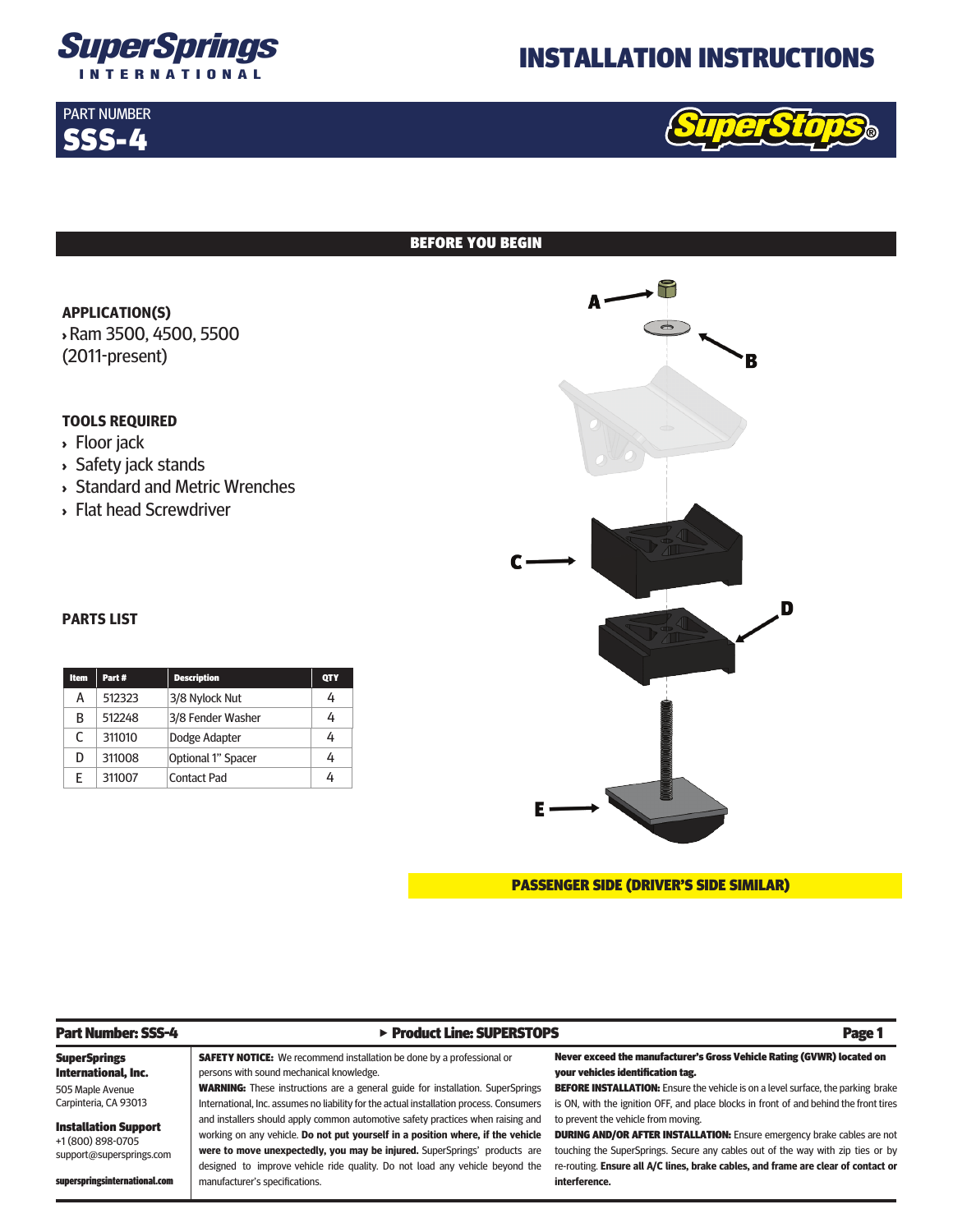# SuperSprings INTERNATIONAL

# INSTALLATION INSTRUCTIONS

PART NUMBER
**SSS-4**

SuperStops®

## BEFORE YOU BEGIN

### APPLICATION(S)

- Ram 3500, 4500, 5500 (2011-present)

### TOOLS REQUIRED

- Floor jack
- Safety jack stands
- Standard and Metric Wrenches
- Flat head Screwdriver

### PARTS LIST

| Item | Part # | Description | QTY |
|---|---|---|---|
| A | 512323 | 3/8 Nylock Nut | 4 |
| B | 512248 | 3/8 Fender Washer | 4 |
| C | 311010 | Dodge Adapter | 4 |
| D | 311008 | Optional 1" Spacer | 4 |
| E | 311007 | Contact Pad | 4 |

A
B
C
D
E

**PASSENGER SIDE (DRIVER'S SIDE SIMILAR)**

---

**Part Number: SSS-4** ▸ **Product Line: SUPERSTOPS**

**SuperSprings International, Inc.**
505 Maple Avenue
Carpinteria, CA 93013

**Installation Support**
+1 (800) 898-0705
support@supersprings.com

**superspringsinternational.com**

**SAFETY NOTICE:** We recommend installation be done by a professional or persons with sound mechanical knowledge.

**WARNING:** These instructions are a general guide for installation. SuperSprings International, Inc. assumes no liability for the actual installation process. Consumers and installers should apply common automotive safety practices when raising and working on any vehicle. **Do not put yourself in a position where, if the vehicle were to move unexpectedly, you may be injured.** SuperSprings' products are designed to improve vehicle ride quality. Do not load any vehicle beyond the manufacturer's specifications.

**Never exceed the manufacturer's Gross Vehicle Rating (GVWR) located on your vehicles identification tag.**

**BEFORE INSTALLATION:** Ensure the vehicle is on a level surface, the parking brake is ON, with the ignition OFF, and place blocks in front of and behind the front tires to prevent the vehicle from moving.

**DURING AND/OR AFTER INSTALLATION:** Ensure emergency brake cables are not touching the SuperSprings. Secure any cables out of the way with zip ties or by re-routing. **Ensure all A/C lines, brake cables, and frame are clear of contact or interference.**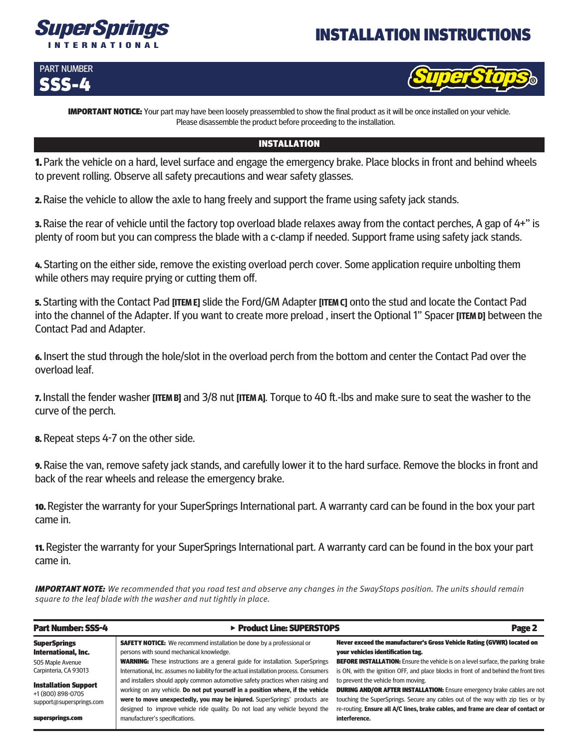# INSTALLATION INSTRUCTIONS

**SuperSprings INTERNATIONAL**

PART NUMBER
## SSS-4

**SuperStops®**

**IMPORTANT NOTICE:** Your part may have been loosely preassembled to show the final product as it will be once installed on your vehicle. Please disassemble the product before proceeding to the installation.

## INSTALLATION

**1.** Park the vehicle on a hard, level surface and engage the emergency brake. Place blocks in front and behind wheels to prevent rolling. Observe all safety precautions and wear safety glasses.

**2.** Raise the vehicle to allow the axle to hang freely and support the frame using safety jack stands.

**3.** Raise the rear of vehicle until the factory top overload blade relaxes away from the contact perches, A gap of 4+" is plenty of room but you can compress the blade with a c-clamp if needed. Support frame using safety jack stands.

**4.** Starting on the either side, remove the existing overload perch cover. Some application require unbolting them while others may require prying or cutting them off.

**5.** Starting with the Contact Pad **[ITEM E]** slide the Ford/GM Adapter **[ITEM C]** onto the stud and locate the Contact Pad into the channel of the Adapter. If you want to create more preload , insert the Optional 1" Spacer **[ITEM D]** between the Contact Pad and Adapter.

**6.** Insert the stud through the hole/slot in the overload perch from the bottom and center the Contact Pad over the overload leaf.

**7.** Install the fender washer **[ITEM B]** and 3/8 nut **[ITEM A]**. Torque to 40 ft.-lbs and make sure to seat the washer to the curve of the perch.

**8.** Repeat steps 4-7 on the other side.

**9.** Raise the van, remove safety jack stands, and carefully lower it to the hard surface. Remove the blocks in front and back of the rear wheels and release the emergency brake.

**10.** Register the warranty for your SuperSprings International part. A warranty card can be found in the box your part came in.

**11.** Register the warranty for your SuperSprings International part. A warranty card can be found in the box your part came in.

***IMPORTANT NOTE:*** *We recommended that you road test and observe any changes in the SwayStops position. The units should remain square to the leaf blade with the washer and nut tightly in place.*

**Part Number: SSS-4** ▸ **Product Line: SUPERSTOPS**

**SuperSprings International, Inc.**
505 Maple Avenue
Carpinteria, CA 93013

**Installation Support**
+1 (800) 898-0705
support@supersprings.com

**supersprings.com**

**SAFETY NOTICE:** We recommend installation be done by a professional or persons with sound mechanical knowledge.
**WARNING:** These instructions are a general guide for installation. SuperSprings International, Inc. assumes no liability for the actual installation process. Consumers and installers should apply common automotive safety practices when raising and working on any vehicle. **Do not put yourself in a position where, if the vehicle were to move unexpectedly, you may be injured.** SuperSprings' products are designed to improve vehicle ride quality. Do not load any vehicle beyond the manufacturer's specifications.

**Never exceed the manufacturer's Gross Vehicle Rating (GVWR) located on your vehicles identification tag.**
**BEFORE INSTALLATION:** Ensure the vehicle is on a level surface, the parking brake is ON, with the ignition OFF, and place blocks in front of and behind the front tires to prevent the vehicle from moving.
**DURING AND/OR AFTER INSTALLATION:** Ensure emergency brake cables are not touching the SuperSprings. Secure any cables out of the way with zip ties or by re-routing. **Ensure all A/C lines, brake cables, and frame are clear of contact or interference.**